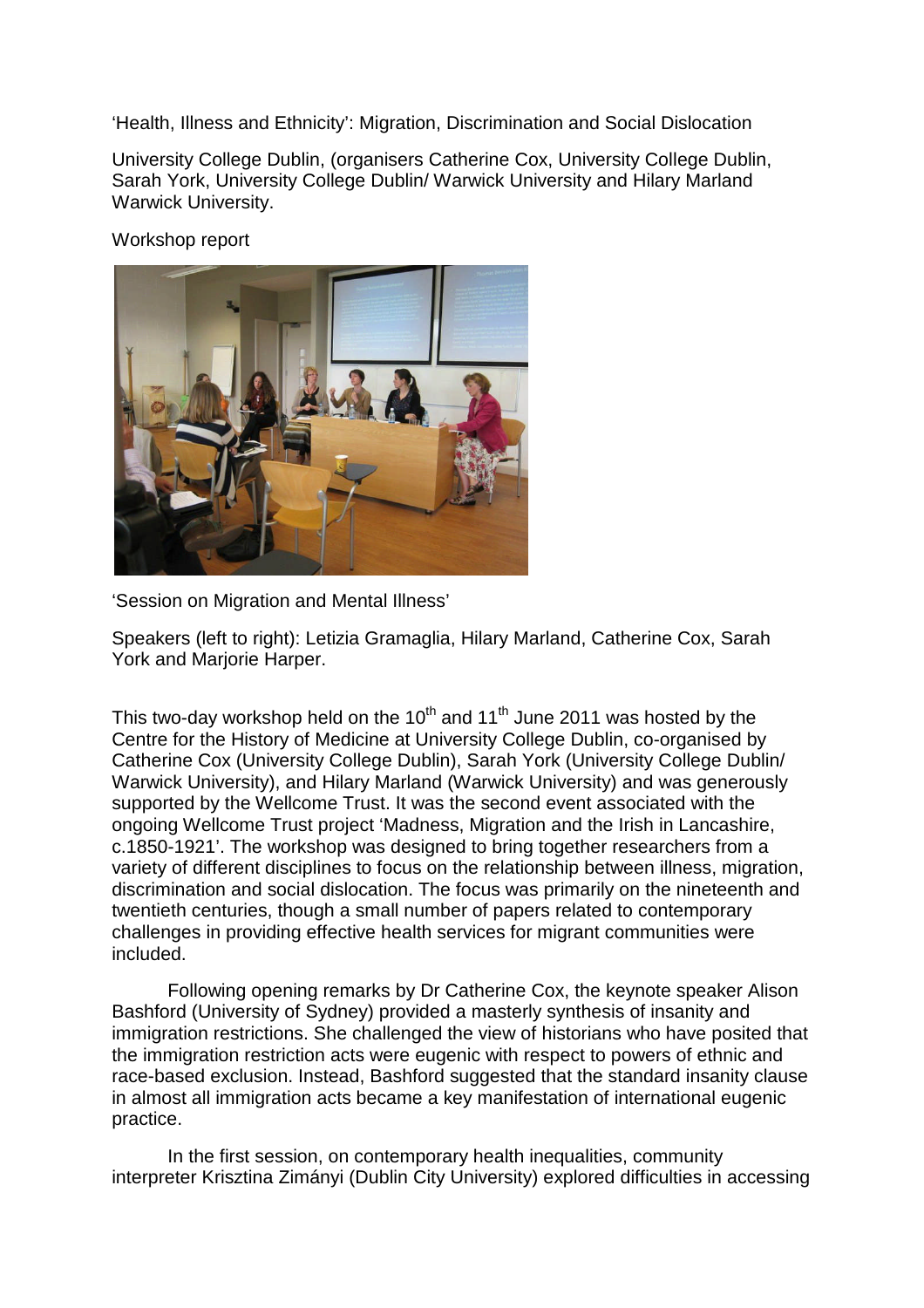'Health, Illness and Ethnicity': Migration, Discrimination and Social Dislocation

University College Dublin, (organisers Catherine Cox, University College Dublin, Sarah York, University College Dublin/ Warwick University and Hilary Marland Warwick University.

Workshop report

'Session on Migration and Mental Illness'

Speakers (left to right): Letizia Gramaglia, Hilary Marland, Catherine Cox, Sarah York and Marjorie Harper.

This two-day workshop held on the 10th and 11th June 2011 was hosted by the Centre for the History of Medicine at University College Dublin, co-organised by Catherine Cox (University College Dublin), Sarah York (University College Dublin/ Warwick University), and Hilary Marland (Warwick University) and was generously supported by the Wellcome Trust. It was the second event associated with the ongoing Wellcome Trust project 'Madness, Migration and the Irish in Lancashire, c.1850-1921'. The workshop was designed to bring together researchers from a variety of different disciplines to focus on the relationship between illness, migration, discrimination and social dislocation. The focus was primarily on the nineteenth and twentieth centuries, though a small number of papers related to contemporary challenges in providing effective health services for migrant communities were included.

Following opening remarks by Dr Catherine Cox, the keynote speaker Alison Bashford (University of Sydney) provided a masterly synthesis of insanity and immigration restrictions. She challenged the view of historians who have posited that the immigration restriction acts were eugenic with respect to powers of ethnic and race-based exclusion. Instead, Bashford suggested that the standard insanity clause in almost all immigration acts became a key manifestation of international eugenic practice.

In the first session, on contemporary health inequalities, community interpreter Krisztina Zimányi (Dublin City University) explored difficulties in accessing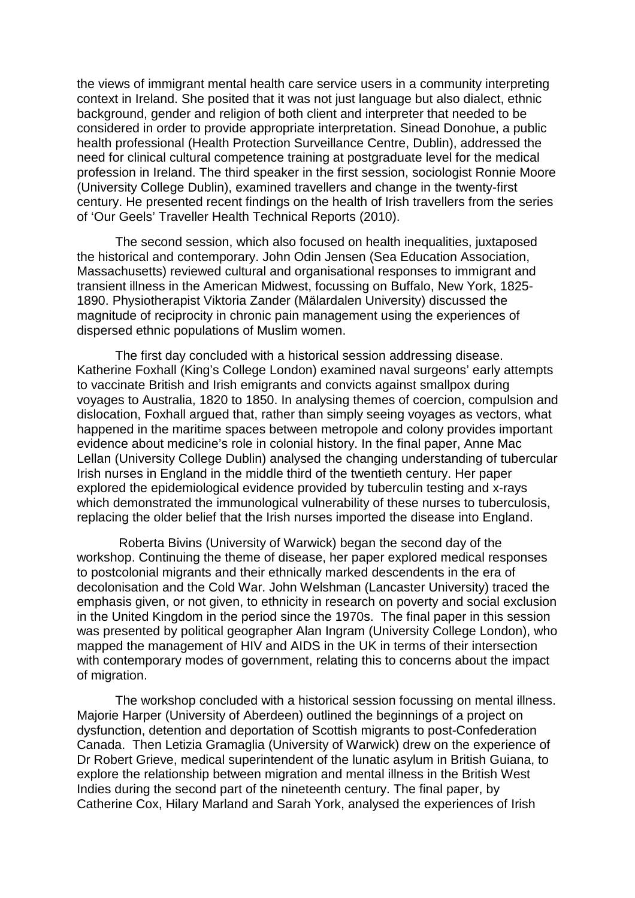the views of immigrant mental health care service users in a community interpreting context in Ireland. She posited that it was not just language but also dialect, ethnic background, gender and religion of both client and interpreter that needed to be considered in order to provide appropriate interpretation. Sinead Donohue, a public health professional (Health Protection Surveillance Centre, Dublin), addressed the need for clinical cultural competence training at postgraduate level for the medical profession in Ireland. The third speaker in the first session, sociologist Ronnie Moore (University College Dublin), examined travellers and change in the twenty-first century. He presented recent findings on the health of Irish travellers from the series of 'Our Geels' Traveller Health Technical Reports (2010).

The second session, which also focused on health inequalities, juxtaposed the historical and contemporary. John Odin Jensen (Sea Education Association, Massachusetts) reviewed cultural and organisational responses to immigrant and transient illness in the American Midwest, focussing on Buffalo, New York, 1825-1890. Physiotherapist Viktoria Zander (Mälardalen University) discussed the magnitude of reciprocity in chronic pain management using the experiences of dispersed ethnic populations of Muslim women.

The first day concluded with a historical session addressing disease. Katherine Foxhall (King's College London) examined naval surgeons' early attempts to vaccinate British and Irish emigrants and convicts against smallpox during voyages to Australia, 1820 to 1850. In analysing themes of coercion, compulsion and dislocation, Foxhall argued that, rather than simply seeing voyages as vectors, what happened in the maritime spaces between metropole and colony provides important evidence about medicine's role in colonial history. In the final paper, Anne Mac Lellan (University College Dublin) analysed the changing understanding of tubercular Irish nurses in England in the middle third of the twentieth century. Her paper explored the epidemiological evidence provided by tuberculin testing and x-rays which demonstrated the immunological vulnerability of these nurses to tuberculosis, replacing the older belief that the Irish nurses imported the disease into England.

Roberta Bivins (University of Warwick) began the second day of the workshop. Continuing the theme of disease, her paper explored medical responses to postcolonial migrants and their ethnically marked descendents in the era of decolonisation and the Cold War. John Welshman (Lancaster University) traced the emphasis given, or not given, to ethnicity in research on poverty and social exclusion in the United Kingdom in the period since the 1970s. The final paper in this session was presented by political geographer Alan Ingram (University College London), who mapped the management of HIV and AIDS in the UK in terms of their intersection with contemporary modes of government, relating this to concerns about the impact of migration.

The workshop concluded with a historical session focussing on mental illness. Majorie Harper (University of Aberdeen) outlined the beginnings of a project on dysfunction, detention and deportation of Scottish migrants to post-Confederation Canada. Then Letizia Gramaglia (University of Warwick) drew on the experience of Dr Robert Grieve, medical superintendent of the lunatic asylum in British Guiana, to explore the relationship between migration and mental illness in the British West Indies during the second part of the nineteenth century. The final paper, by Catherine Cox, Hilary Marland and Sarah York, analysed the experiences of Irish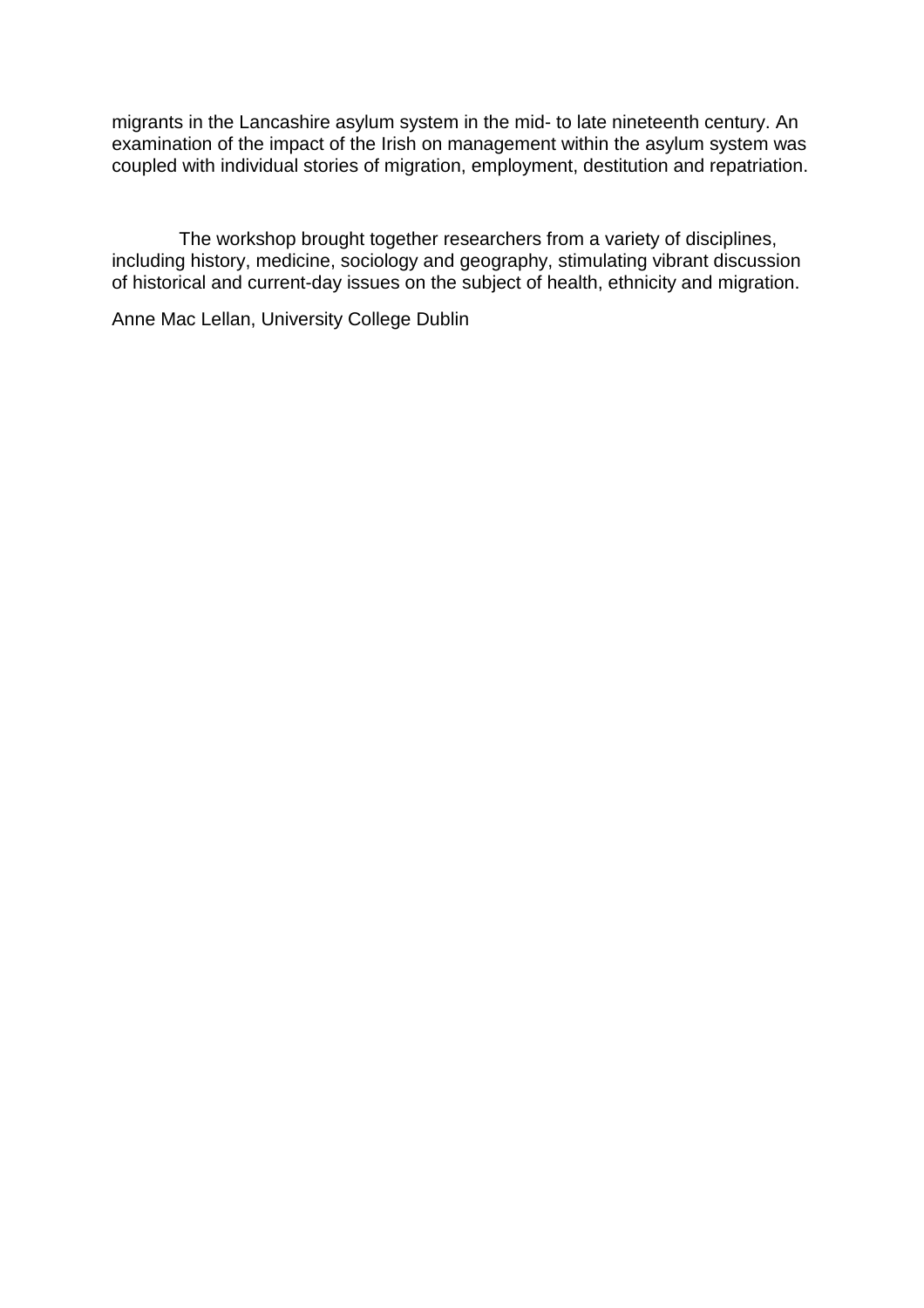migrants in the Lancashire asylum system in the mid- to late nineteenth century. An examination of the impact of the Irish on management within the asylum system was coupled with individual stories of migration, employment, destitution and repatriation.

The workshop brought together researchers from a variety of disciplines, including history, medicine, sociology and geography, stimulating vibrant discussion of historical and current-day issues on the subject of health, ethnicity and migration.

Anne Mac Lellan, University College Dublin